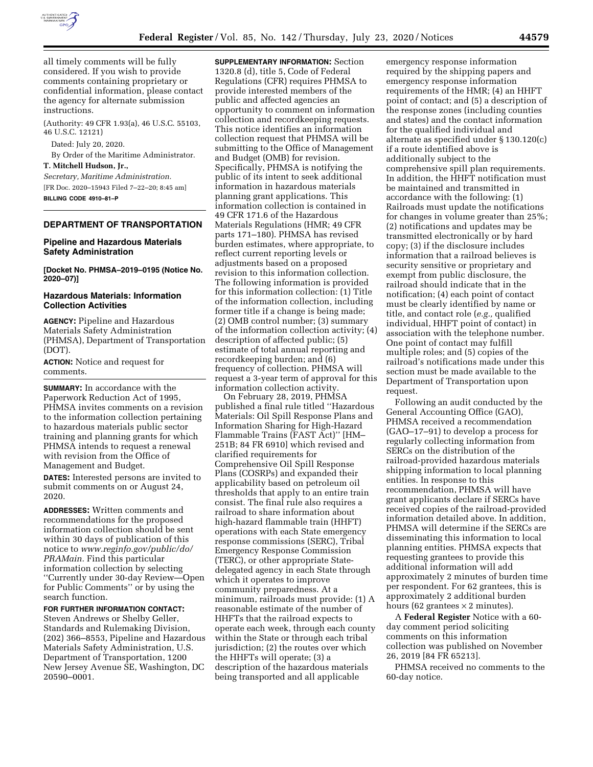all timely comments will be fully considered. If you wish to provide comments containing proprietary or confidential information, please contact the agency for alternate submission instructions.

(Authority: 49 CFR 1.93(a), 46 U.S.C. 55103, 46 U.S.C. 12121)

Dated: July 20, 2020.

By Order of the Maritime Administrator.

**T. Mitchell Hudson, Jr.,**

*Secretary, Maritime Administration.*

[FR Doc. 2020–15943 Filed 7–22–20; 8:45 am]

**BILLING CODE 4910–81–P**

## DEPARTMENT OF TRANSPORTATION

### Pipeline and Hazardous Materials Safety Administration

**[Docket No. PHMSA–2019–0195 (Notice No. 2020–07)]**

### Hazardous Materials: Information Collection Activities

**AGENCY:** Pipeline and Hazardous Materials Safety Administration (PHMSA), Department of Transportation (DOT).

**ACTION:** Notice and request for comments.

**SUMMARY:** In accordance with the Paperwork Reduction Act of 1995, PHMSA invites comments on a revision to the information collection pertaining to hazardous materials public sector training and planning grants for which PHMSA intends to request a renewal with revision from the Office of Management and Budget.

**DATES:** Interested persons are invited to submit comments on or August 24, 2020.

**ADDRESSES:** Written comments and recommendations for the proposed information collection should be sent within 30 days of publication of this notice to *www.reginfo.gov/public/do/PRAMain.* Find this particular information collection by selecting ''Currently under 30-day Review—Open for Public Comments'' or by using the search function.

**FOR FURTHER INFORMATION CONTACT:** Steven Andrews or Shelby Geller, Standards and Rulemaking Division, (202) 366–8553, Pipeline and Hazardous Materials Safety Administration, U.S. Department of Transportation, 1200 New Jersey Avenue SE, Washington, DC 20590–0001.

**SUPPLEMENTARY INFORMATION:** Section 1320.8 (d), title 5, Code of Federal Regulations (CFR) requires PHMSA to provide interested members of the public and affected agencies an opportunity to comment on information collection and recordkeeping requests. This notice identifies an information collection request that PHMSA will be submitting to the Office of Management and Budget (OMB) for revision. Specifically, PHMSA is notifying the public of its intent to seek additional information in hazardous materials planning grant applications. This information collection is contained in 49 CFR 171.6 of the Hazardous Materials Regulations (HMR; 49 CFR parts 171–180). PHMSA has revised burden estimates, where appropriate, to reflect current reporting levels or adjustments based on a proposed revision to this information collection. The following information is provided for this information collection: (1) Title of the information collection, including former title if a change is being made; (2) OMB control number; (3) summary of the information collection activity; (4) description of affected public; (5) estimate of total annual reporting and recordkeeping burden; and (6) frequency of collection. PHMSA will request a 3-year term of approval for this information collection activity.

On February 28, 2019, PHMSA published a final rule titled ''Hazardous Materials: Oil Spill Response Plans and Information Sharing for High-Hazard Flammable Trains (FAST Act)'' [HM–251B; 84 FR 6910] which revised and clarified requirements for Comprehensive Oil Spill Response Plans (COSRPs) and expanded their applicability based on petroleum oil thresholds that apply to an entire train consist. The final rule also requires a railroad to share information about high-hazard flammable train (HHFT) operations with each State emergency response commissions (SERC), Tribal Emergency Response Commission (TERC), or other appropriate State-delegated agency in each State through which it operates to improve community preparedness. At a minimum, railroads must provide: (1) A reasonable estimate of the number of HHFTs that the railroad expects to operate each week, through each county within the State or through each tribal jurisdiction; (2) the routes over which the HHFTs will operate; (3) a description of the hazardous materials being transported and all applicable emergency response information required by the shipping papers and emergency response information requirements of the HMR; (4) an HHFT point of contact; and (5) a description of the response zones (including counties and states) and the contact information for the qualified individual and alternate as specified under § 130.120(c) if a route identified above is additionally subject to the comprehensive spill plan requirements. In addition, the HHFT notification must be maintained and transmitted in accordance with the following: (1) Railroads must update the notifications for changes in volume greater than 25%; (2) notifications and updates may be transmitted electronically or by hard copy; (3) if the disclosure includes information that a railroad believes is security sensitive or proprietary and exempt from public disclosure, the railroad should indicate that in the notification; (4) each point of contact must be clearly identified by name or title, and contact role (*e.g.,* qualified individual, HHFT point of contact) in association with the telephone number. One point of contact may fulfill multiple roles; and (5) copies of the railroad's notifications made under this section must be made available to the Department of Transportation upon request.

Following an audit conducted by the General Accounting Office (GAO), PHMSA received a recommendation (GAO–17–91) to develop a process for regularly collecting information from SERCs on the distribution of the railroad-provided hazardous materials shipping information to local planning entities. In response to this recommendation, PHMSA will have grant applicants declare if SERCs have received copies of the railroad-provided information detailed above. In addition, PHMSA will determine if the SERCs are disseminating this information to local planning entities. PHMSA expects that requesting grantees to provide this additional information will add approximately 2 minutes of burden time per respondent. For 62 grantees, this is approximately 2 additional burden hours (62 grantees × 2 minutes).

A **Federal Register** Notice with a 60-day comment period soliciting comments on this information collection was published on November 26, 2019 [84 FR 65213].

PHMSA received no comments to the 60-day notice.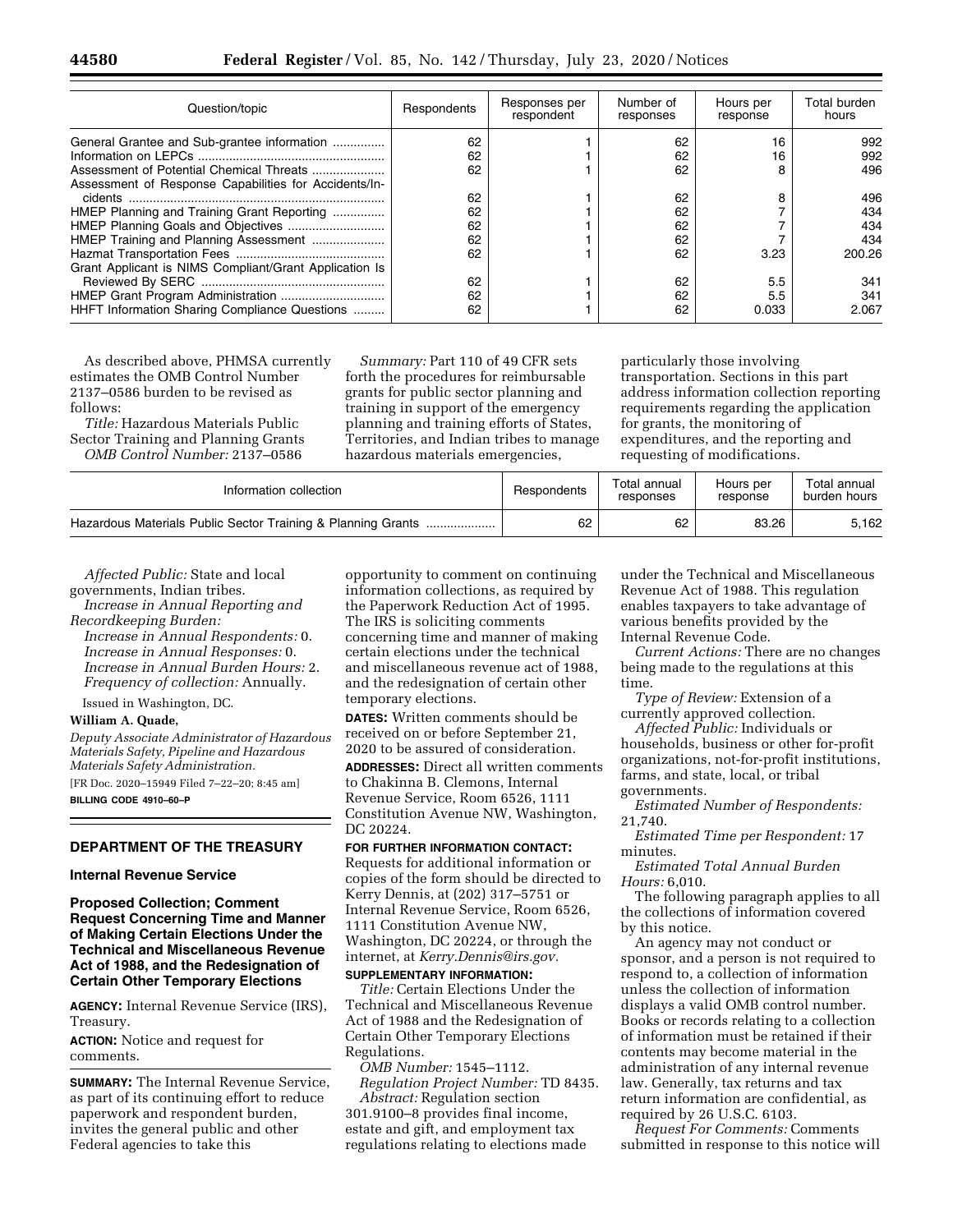| Question/topic | Respondents | Responses per respondent | Number of responses | Hours per response | Total burden hours |
|---|---|---|---|---|---|
| General Grantee and Sub-grantee information | 62 | 1 | 62 | 16 | 992 |
| Information on LEPCs | 62 | 1 | 62 | 16 | 992 |
| Assessment of Potential Chemical Threats | 62 | 1 | 62 | 8 | 496 |
| Assessment of Response Capabilities for Accidents/Incidents | 62 | 1 | 62 | 8 | 496 |
| HMEP Planning and Training Grant Reporting | 62 | 1 | 62 | 7 | 434 |
| HMEP Planning Goals and Objectives | 62 | 1 | 62 | 7 | 434 |
| HMEP Training and Planning Assessment | 62 | 1 | 62 | 7 | 434 |
| Hazmat Transportation Fees | 62 | 1 | 62 | 3.23 | 200.26 |
| Grant Applicant is NIMS Compliant/Grant Application Is Reviewed By SERC | 62 | 1 | 62 | 5.5 | 341 |
| HMEP Grant Program Administration | 62 | 1 | 62 | 5.5 | 341 |
| HHFT Information Sharing Compliance Questions | 62 | 1 | 62 | 0.033 | 2.067 |

As described above, PHMSA currently estimates the OMB Control Number 2137–0586 burden to be revised as follows:

*Title:* Hazardous Materials Public Sector Training and Planning Grants

*OMB Control Number:* 2137–0586

*Summary:* Part 110 of 49 CFR sets forth the procedures for reimbursable grants for public sector planning and training in support of the emergency planning and training efforts of States, Territories, and Indian tribes to manage hazardous materials emergencies, particularly those involving transportation. Sections in this part address information collection reporting requirements regarding the application for grants, the monitoring of expenditures, and the reporting and requesting of modifications.

| Information collection | Respondents | Total annual responses | Hours per response | Total annual burden hours |
|---|---|---|---|---|
| Hazardous Materials Public Sector Training & Planning Grants | 62 | 62 | 83.26 | 5,162 |

*Affected Public:* State and local governments, Indian tribes.

*Increase in Annual Reporting and Recordkeeping Burden:*

*Increase in Annual Respondents:* 0.

*Increase in Annual Responses:* 0.

*Increase in Annual Burden Hours:* 2.

*Frequency of collection:* Annually.

Issued in Washington, DC.

**William A. Quade,**

*Deputy Associate Administrator of Hazardous Materials Safety, Pipeline and Hazardous Materials Safety Administration.*

[FR Doc. 2020–15949 Filed 7–22–20; 8:45 am]

**BILLING CODE 4910–60–P**

## DEPARTMENT OF THE TREASURY

### Internal Revenue Service

### Proposed Collection; Comment Request Concerning Time and Manner of Making Certain Elections Under the Technical and Miscellaneous Revenue Act of 1988, and the Redesignation of Certain Other Temporary Elections

**AGENCY:** Internal Revenue Service (IRS), Treasury.

**ACTION:** Notice and request for comments.

**SUMMARY:** The Internal Revenue Service, as part of its continuing effort to reduce paperwork and respondent burden, invites the general public and other Federal agencies to take this opportunity to comment on continuing information collections, as required by the Paperwork Reduction Act of 1995. The IRS is soliciting comments concerning time and manner of making certain elections under the technical and miscellaneous revenue act of 1988, and the redesignation of certain other temporary elections.

**DATES:** Written comments should be received on or before September 21, 2020 to be assured of consideration.

**ADDRESSES:** Direct all written comments to Chakinna B. Clemons, Internal Revenue Service, Room 6526, 1111 Constitution Avenue NW, Washington, DC 20224.

**FOR FURTHER INFORMATION CONTACT:** Requests for additional information or copies of the form should be directed to Kerry Dennis, at (202) 317–5751 or Internal Revenue Service, Room 6526, 1111 Constitution Avenue NW, Washington, DC 20224, or through the internet, at *Kerry.Dennis@irs.gov*.

**SUPPLEMENTARY INFORMATION:**

*Title:* Certain Elections Under the Technical and Miscellaneous Revenue Act of 1988 and the Redesignation of Certain Other Temporary Elections Regulations.

*OMB Number:* 1545–1112.

*Regulation Project Number:* TD 8435.

*Abstract:* Regulation section 301.9100–8 provides final income, estate and gift, and employment tax regulations relating to elections made under the Technical and Miscellaneous Revenue Act of 1988. This regulation enables taxpayers to take advantage of various benefits provided by the Internal Revenue Code.

*Current Actions:* There are no changes being made to the regulations at this time.

*Type of Review:* Extension of a currently approved collection.

*Affected Public:* Individuals or households, business or other for-profit organizations, not-for-profit institutions, farms, and state, local, or tribal governments.

*Estimated Number of Respondents:* 21,740.

*Estimated Time per Respondent:* 17 minutes.

*Estimated Total Annual Burden Hours:* 6,010.

The following paragraph applies to all the collections of information covered by this notice.

An agency may not conduct or sponsor, and a person is not required to respond to, a collection of information unless the collection of information displays a valid OMB control number. Books or records relating to a collection of information must be retained if their contents may become material in the administration of any internal revenue law. Generally, tax returns and tax return information are confidential, as required by 26 U.S.C. 6103.

*Request For Comments:* Comments submitted in response to this notice will